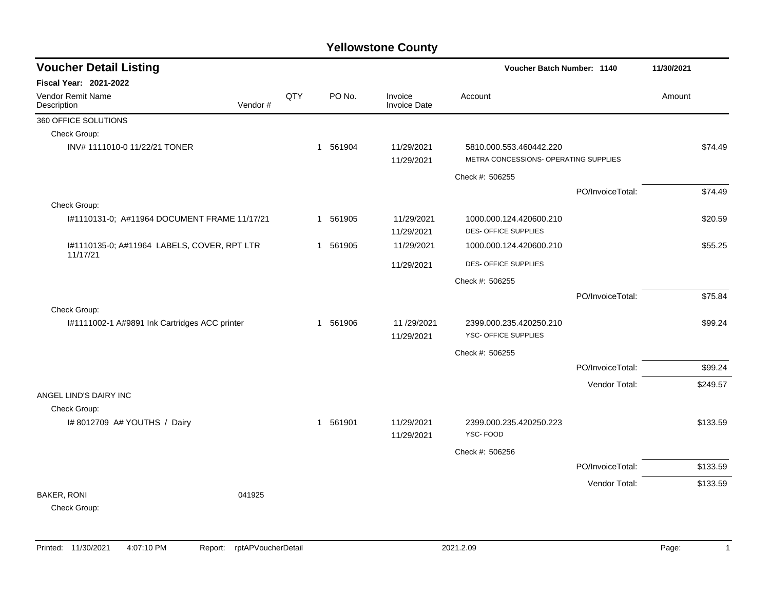# Yellowstone County

## Voucher Detail Listing

**Voucher Batch Number: 1140** — 11/30/2021

**Fiscal Year: 2021-2022**

| Vendor Remit Name / Description | Vendor # | QTY | PO No. | Invoice / Invoice Date | Account | Amount |
|---|---|---|---|---|---|---|
| **360 OFFICE SOLUTIONS** | | | | | | |
| Check Group: | | | | | | |
| INV# 1111010-0 11/22/21 TONER | | 1 | 561904 | 11/29/2021<br>11/29/2021 | 5810.000.553.460442.220<br>METRA CONCESSIONS- OPERATING SUPPLIES | $74.49 |
| | | | | | Check #: 506255 | |
| | | | | | PO/InvoiceTotal: | $74.49 |
| Check Group: | | | | | | |
| I#1110131-0; A#11964 DOCUMENT FRAME 11/17/21 | | 1 | 561905 | 11/29/2021<br>11/29/2021 | 1000.000.124.420600.210<br>DES- OFFICE SUPPLIES | $20.59 |
| I#1110135-0; A#11964 LABELS, COVER, RPT LTR 11/17/21 | | 1 | 561905 | 11/29/2021<br>11/29/2021 | 1000.000.124.420600.210<br>DES- OFFICE SUPPLIES | $55.25 |
| | | | | | Check #: 506255 | |
| | | | | | PO/InvoiceTotal: | $75.84 |
| Check Group: | | | | | | |
| I#1111002-1 A#9891 Ink Cartridges ACC printer | | 1 | 561906 | 11 /29/2021<br>11/29/2021 | 2399.000.235.420250.210<br>YSC- OFFICE SUPPLIES | $99.24 |
| | | | | | Check #: 506255 | |
| | | | | | PO/InvoiceTotal: | $99.24 |
| | | | | | Vendor Total: | $249.57 |
| **ANGEL LIND'S DAIRY INC** | | | | | | |
| Check Group: | | | | | | |
| I# 8012709 A# YOUTHS / Dairy | | 1 | 561901 | 11/29/2021<br>11/29/2021 | 2399.000.235.420250.223<br>YSC- FOOD | $133.59 |
| | | | | | Check #: 506256 | |
| | | | | | PO/InvoiceTotal: | $133.59 |
| | | | | | Vendor Total: | $133.59 |
| **BAKER, RONI** | 041925 | | | | | |
| Check Group: | | | | | | |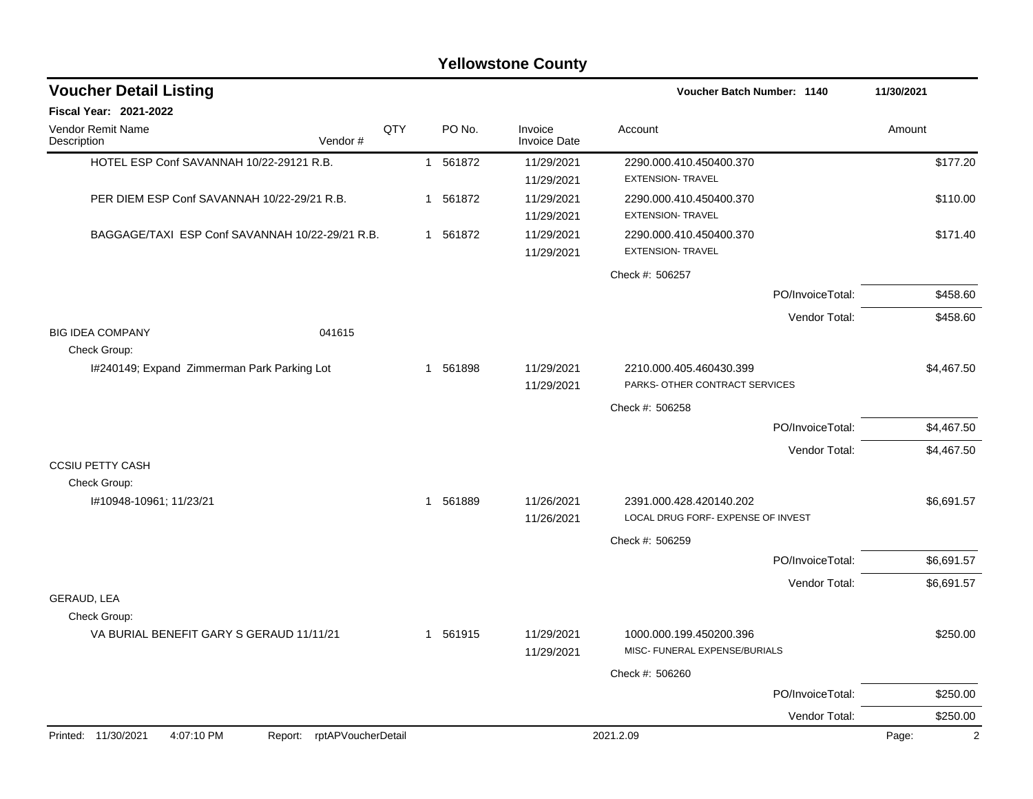# Yellowstone County

## Voucher Detail Listing

**Voucher Batch Number: 1140** — 11/30/2021

**Fiscal Year: 2021-2022**

| Vendor Remit Name / Description | Vendor # | QTY | PO No. | Invoice / Invoice Date | Account | Amount |
|---|---|---|---|---|---|---|
| HOTEL ESP Conf SAVANNAH 10/22-29121 R.B. | | 1 | 561872 | 11/29/2021<br>11/29/2021 | 2290.000.410.450400.370<br>EXTENSION- TRAVEL | $177.20 |
| PER DIEM ESP Conf SAVANNAH 10/22-29/21 R.B. | | 1 | 561872 | 11/29/2021<br>11/29/2021 | 2290.000.410.450400.370<br>EXTENSION- TRAVEL | $110.00 |
| BAGGAGE/TAXI ESP Conf SAVANNAH 10/22-29/21 R.B. | | 1 | 561872 | 11/29/2021<br>11/29/2021 | 2290.000.410.450400.370<br>EXTENSION- TRAVEL | $171.40 |
| | | | | | Check #: 506257 | |
| | | | | | PO/InvoiceTotal: | $458.60 |
| | | | | | Vendor Total: | $458.60 |
| BIG IDEA COMPANY | 041615 | | | | | |
| Check Group: | | | | | | |
| I#240149; Expand Zimmerman Park Parking Lot | | 1 | 561898 | 11/29/2021<br>11/29/2021 | 2210.000.405.460430.399<br>PARKS- OTHER CONTRACT SERVICES | $4,467.50 |
| | | | | | Check #: 506258 | |
| | | | | | PO/InvoiceTotal: | $4,467.50 |
| | | | | | Vendor Total: | $4,467.50 |
| CCSIU PETTY CASH | | | | | | |
| Check Group: | | | | | | |
| I#10948-10961; 11/23/21 | | 1 | 561889 | 11/26/2021<br>11/26/2021 | 2391.000.428.420140.202<br>LOCAL DRUG FORF- EXPENSE OF INVEST | $6,691.57 |
| | | | | | Check #: 506259 | |
| | | | | | PO/InvoiceTotal: | $6,691.57 |
| | | | | | Vendor Total: | $6,691.57 |
| GERAUD, LEA | | | | | | |
| Check Group: | | | | | | |
| VA BURIAL BENEFIT GARY S GERAUD 11/11/21 | | 1 | 561915 | 11/29/2021<br>11/29/2021 | 1000.000.199.450200.396<br>MISC- FUNERAL EXPENSE/BURIALS | $250.00 |
| | | | | | Check #: 506260 | |
| | | | | | PO/InvoiceTotal: | $250.00 |
| | | | | | Vendor Total: | $250.00 |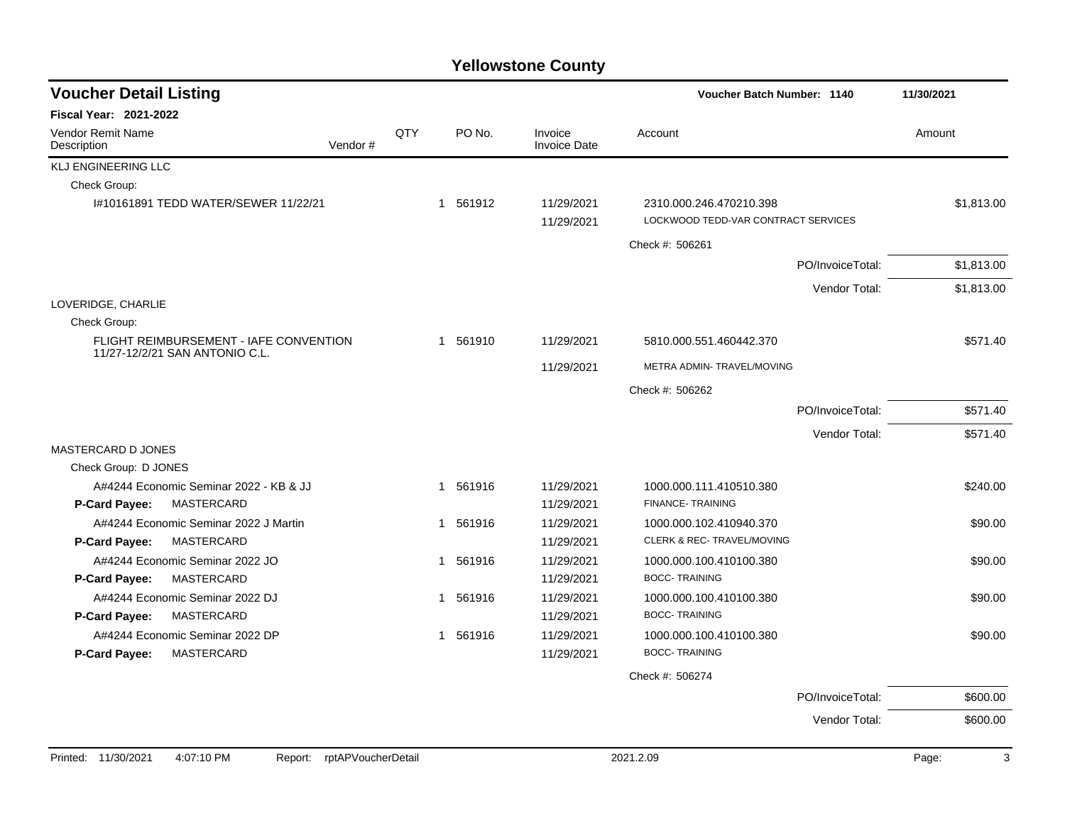# Yellowstone County

## Voucher Detail Listing

**Voucher Batch Number: 1140** — 11/30/2021

**Fiscal Year: 2021-2022**

| Vendor Remit Name / Description | Vendor # | QTY | PO No. | Invoice / Invoice Date | Account | Amount |
|---|---|---|---|---|---|---|
| **KLJ ENGINEERING LLC** | | | | | | |
| Check Group: | | | | | | |
| I#10161891 TEDD WATER/SEWER 11/22/21 | | 1 | 561912 | 11/29/2021 | 2310.000.246.470210.398 | $1,813.00 |
| | | | | 11/29/2021 | LOCKWOOD TEDD-VAR CONTRACT SERVICES | |
| | | | | | Check #: 506261 | |
| | | | | | PO/InvoiceTotal: | $1,813.00 |
| | | | | | Vendor Total: | $1,813.00 |
| **LOVERIDGE, CHARLIE** | | | | | | |
| Check Group: | | | | | | |
| FLIGHT REIMBURSEMENT - IAFE CONVENTION 11/27-12/2/21 SAN ANTONIO C.L. | | 1 | 561910 | 11/29/2021 | 5810.000.551.460442.370 | $571.40 |
| | | | | 11/29/2021 | METRA ADMIN- TRAVEL/MOVING | |
| | | | | | Check #: 506262 | |
| | | | | | PO/InvoiceTotal: | $571.40 |
| | | | | | Vendor Total: | $571.40 |
| **MASTERCARD D JONES** | | | | | | |
| Check Group: D JONES | | | | | | |
| A#4244 Economic Seminar 2022 - KB & JJ | | 1 | 561916 | 11/29/2021 | 1000.000.111.410510.380 | $240.00 |
| **P-Card Payee:** MASTERCARD | | | | 11/29/2021 | FINANCE- TRAINING | |
| A#4244 Economic Seminar 2022 J Martin | | 1 | 561916 | 11/29/2021 | 1000.000.102.410940.370 | $90.00 |
| **P-Card Payee:** MASTERCARD | | | | 11/29/2021 | CLERK & REC- TRAVEL/MOVING | |
| A#4244 Economic Seminar 2022 JO | | 1 | 561916 | 11/29/2021 | 1000.000.100.410100.380 | $90.00 |
| **P-Card Payee:** MASTERCARD | | | | 11/29/2021 | BOCC- TRAINING | |
| A#4244 Economic Seminar 2022 DJ | | 1 | 561916 | 11/29/2021 | 1000.000.100.410100.380 | $90.00 |
| **P-Card Payee:** MASTERCARD | | | | 11/29/2021 | BOCC- TRAINING | |
| A#4244 Economic Seminar 2022 DP | | 1 | 561916 | 11/29/2021 | 1000.000.100.410100.380 | $90.00 |
| **P-Card Payee:** MASTERCARD | | | | 11/29/2021 | BOCC- TRAINING | |
| | | | | | Check #: 506274 | |
| | | | | | PO/InvoiceTotal: | $600.00 |
| | | | | | Vendor Total: | $600.00 |

Printed: 11/30/2021 4:07:10 PM Report: rptAPVoucherDetail 2021.2.09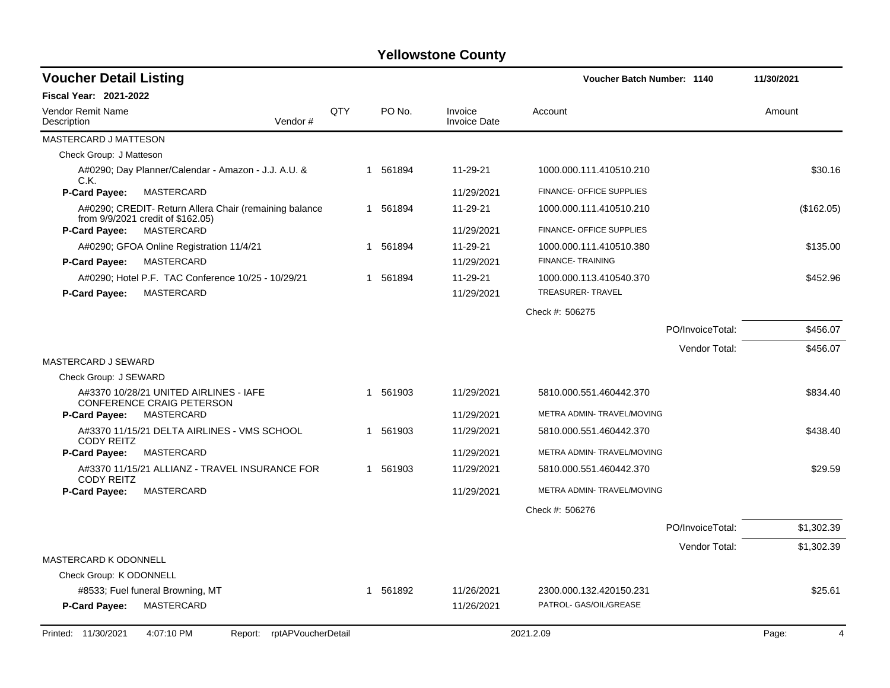# Yellowstone County

## Voucher Detail Listing

**Voucher Batch Number: 1140** — 11/30/2021

**Fiscal Year: 2021-2022**

| Vendor Remit Name / Description | Vendor # | QTY | PO No. | Invoice / Invoice Date | Account | Amount |
|---|---|---|---|---|---|---|
| **MASTERCARD J MATTESON** | | | | | | |
| Check Group: J Matteson | | | | | | |
| A#0290; Day Planner/Calendar - Amazon - J.J. A.U. & C.K. | | 1 | 561894 | 11-29-21 | 1000.000.111.410510.210 | $30.16 |
| **P-Card Payee:** MASTERCARD | | | | 11/29/2021 | FINANCE- OFFICE SUPPLIES | |
| A#0290; CREDIT- Return Allera Chair (remaining balance from 9/9/2021 credit of $162.05) | | 1 | 561894 | 11-29-21 | 1000.000.111.410510.210 | ($162.05) |
| **P-Card Payee:** MASTERCARD | | | | 11/29/2021 | FINANCE- OFFICE SUPPLIES | |
| A#0290; GFOA Online Registration 11/4/21 | | 1 | 561894 | 11-29-21 | 1000.000.111.410510.380 | $135.00 |
| **P-Card Payee:** MASTERCARD | | | | 11/29/2021 | FINANCE- TRAINING | |
| A#0290; Hotel P.F. TAC Conference 10/25 - 10/29/21 | | 1 | 561894 | 11-29-21 | 1000.000.113.410540.370 | $452.96 |
| **P-Card Payee:** MASTERCARD | | | | 11/29/2021 | TREASURER- TRAVEL | |
| | | | | | Check #: 506275 | |
| | | | | | PO/InvoiceTotal: | $456.07 |
| | | | | | Vendor Total: | $456.07 |
| **MASTERCARD J SEWARD** | | | | | | |
| Check Group: J SEWARD | | | | | | |
| A#3370 10/28/21 UNITED AIRLINES - IAFE CONFERENCE CRAIG PETERSON | | 1 | 561903 | 11/29/2021 | 5810.000.551.460442.370 | $834.40 |
| **P-Card Payee:** MASTERCARD | | | | 11/29/2021 | METRA ADMIN- TRAVEL/MOVING | |
| A#3370 11/15/21 DELTA AIRLINES - VMS SCHOOL CODY REITZ | | 1 | 561903 | 11/29/2021 | 5810.000.551.460442.370 | $438.40 |
| **P-Card Payee:** MASTERCARD | | | | 11/29/2021 | METRA ADMIN- TRAVEL/MOVING | |
| A#3370 11/15/21 ALLIANZ - TRAVEL INSURANCE FOR CODY REITZ | | 1 | 561903 | 11/29/2021 | 5810.000.551.460442.370 | $29.59 |
| **P-Card Payee:** MASTERCARD | | | | 11/29/2021 | METRA ADMIN- TRAVEL/MOVING | |
| | | | | | Check #: 506276 | |
| | | | | | PO/InvoiceTotal: | $1,302.39 |
| | | | | | Vendor Total: | $1,302.39 |
| **MASTERCARD K ODONNELL** | | | | | | |
| Check Group: K ODONNELL | | | | | | |
| #8533; Fuel funeral Browning, MT | | 1 | 561892 | 11/26/2021 | 2300.000.132.420150.231 | $25.61 |
| **P-Card Payee:** MASTERCARD | | | | 11/26/2021 | PATROL- GAS/OIL/GREASE | |

Printed: 11/30/2021 4:07:10 PM Report: rptAPVoucherDetail 2021.2.09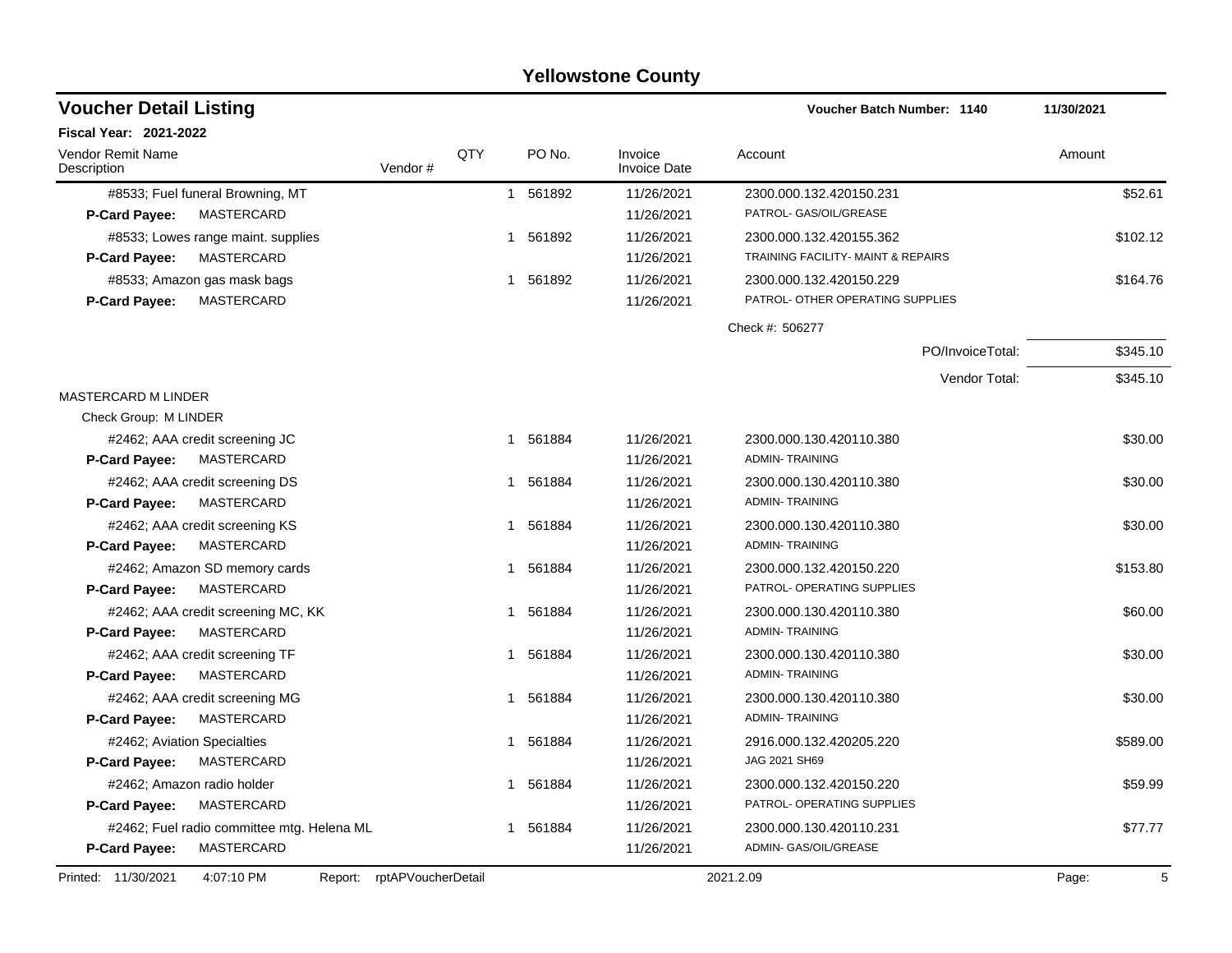# Yellowstone County

## Voucher Detail Listing

**Voucher Batch Number: 1140** — 11/30/2021

**Fiscal Year: 2021-2022**

| Vendor Remit Name / Description | Vendor # | QTY | PO No. | Invoice / Invoice Date | Account | Amount |
|---|---|---|---|---|---|---|
| #8533; Fuel funeral Browning, MT | | 1 | 561892 | 11/26/2021 | 2300.000.132.420150.231 | $52.61 |
| **P-Card Payee:** MASTERCARD | | | | 11/26/2021 | PATROL- GAS/OIL/GREASE | |
| #8533; Lowes range maint. supplies | | 1 | 561892 | 11/26/2021 | 2300.000.132.420155.362 | $102.12 |
| **P-Card Payee:** MASTERCARD | | | | 11/26/2021 | TRAINING FACILITY- MAINT & REPAIRS | |
| #8533; Amazon gas mask bags | | 1 | 561892 | 11/26/2021 | 2300.000.132.420150.229 | $164.76 |
| **P-Card Payee:** MASTERCARD | | | | 11/26/2021 | PATROL- OTHER OPERATING SUPPLIES | |
| | | | | | Check #: 506277 | |
| | | | | | PO/InvoiceTotal: | $345.10 |
| | | | | | Vendor Total: | $345.10 |
| MASTERCARD M LINDER | | | | | | |
| Check Group: M LINDER | | | | | | |
| #2462; AAA credit screening JC | | 1 | 561884 | 11/26/2021 | 2300.000.130.420110.380 | $30.00 |
| **P-Card Payee:** MASTERCARD | | | | 11/26/2021 | ADMIN- TRAINING | |
| #2462; AAA credit screening DS | | 1 | 561884 | 11/26/2021 | 2300.000.130.420110.380 | $30.00 |
| **P-Card Payee:** MASTERCARD | | | | 11/26/2021 | ADMIN- TRAINING | |
| #2462; AAA credit screening KS | | 1 | 561884 | 11/26/2021 | 2300.000.130.420110.380 | $30.00 |
| **P-Card Payee:** MASTERCARD | | | | 11/26/2021 | ADMIN- TRAINING | |
| #2462; Amazon SD memory cards | | 1 | 561884 | 11/26/2021 | 2300.000.132.420150.220 | $153.80 |
| **P-Card Payee:** MASTERCARD | | | | 11/26/2021 | PATROL- OPERATING SUPPLIES | |
| #2462; AAA credit screening MC, KK | | 1 | 561884 | 11/26/2021 | 2300.000.130.420110.380 | $60.00 |
| **P-Card Payee:** MASTERCARD | | | | 11/26/2021 | ADMIN- TRAINING | |
| #2462; AAA credit screening TF | | 1 | 561884 | 11/26/2021 | 2300.000.130.420110.380 | $30.00 |
| **P-Card Payee:** MASTERCARD | | | | 11/26/2021 | ADMIN- TRAINING | |
| #2462; AAA credit screening MG | | 1 | 561884 | 11/26/2021 | 2300.000.130.420110.380 | $30.00 |
| **P-Card Payee:** MASTERCARD | | | | 11/26/2021 | ADMIN- TRAINING | |
| #2462; Aviation Specialties | | 1 | 561884 | 11/26/2021 | 2916.000.132.420205.220 | $589.00 |
| **P-Card Payee:** MASTERCARD | | | | 11/26/2021 | JAG 2021 SH69 | |
| #2462; Amazon radio holder | | 1 | 561884 | 11/26/2021 | 2300.000.132.420150.220 | $59.99 |
| **P-Card Payee:** MASTERCARD | | | | 11/26/2021 | PATROL- OPERATING SUPPLIES | |
| #2462; Fuel radio committee mtg. Helena ML | | 1 | 561884 | 11/26/2021 | 2300.000.130.420110.231 | $77.77 |
| **P-Card Payee:** MASTERCARD | | | | 11/26/2021 | ADMIN- GAS/OIL/GREASE | |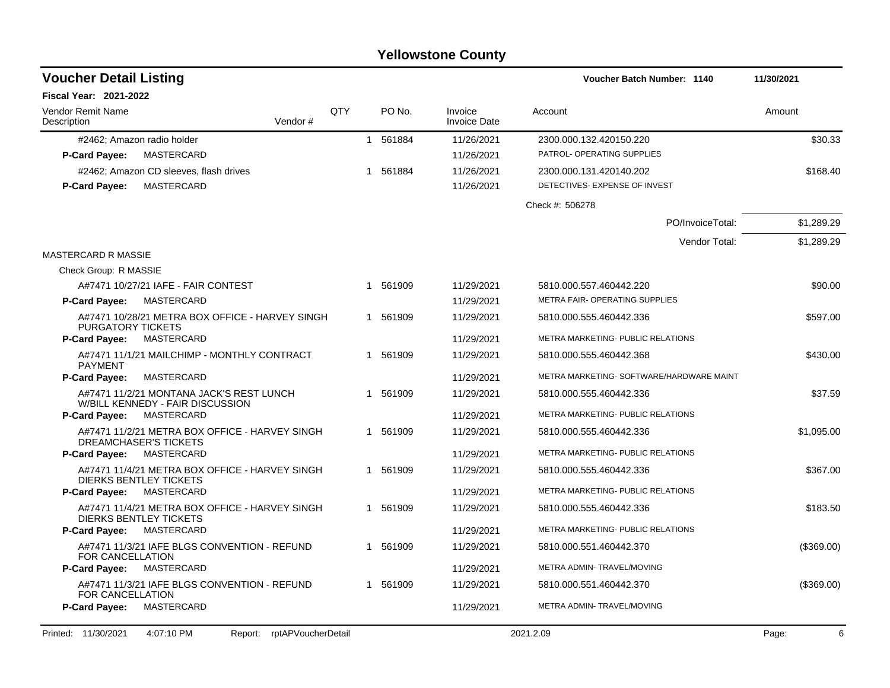# Yellowstone County

## Voucher Detail Listing

**Voucher Batch Number: 1140** 11/30/2021

**Fiscal Year: 2021-2022**

| Vendor Remit Name / Description | Vendor # | QTY | PO No. | Invoice / Invoice Date | Account | Amount |
|---|---|---|---|---|---|---|
| #2462; Amazon radio holder | | 1 | 561884 | 11/26/2021 | 2300.000.132.420150.220 | $30.33 |
| **P-Card Payee:** MASTERCARD | | | | 11/26/2021 | PATROL- OPERATING SUPPLIES | |
| #2462; Amazon CD sleeves, flash drives | | 1 | 561884 | 11/26/2021 | 2300.000.131.420140.202 | $168.40 |
| **P-Card Payee:** MASTERCARD | | | | 11/26/2021 | DETECTIVES- EXPENSE OF INVEST | |
| | | | | | Check #: 506278 | |
| | | | | | PO/InvoiceTotal: | $1,289.29 |
| | | | | | Vendor Total: | $1,289.29 |
| MASTERCARD R MASSIE | | | | | | |
| Check Group: R MASSIE | | | | | | |
| A#7471 10/27/21 IAFE - FAIR CONTEST | | 1 | 561909 | 11/29/2021 | 5810.000.557.460442.220 | $90.00 |
| **P-Card Payee:** MASTERCARD | | | | 11/29/2021 | METRA FAIR- OPERATING SUPPLIES | |
| A#7471 10/28/21 METRA BOX OFFICE - HARVEY SINGH PURGATORY TICKETS | | 1 | 561909 | 11/29/2021 | 5810.000.555.460442.336 | $597.00 |
| **P-Card Payee:** MASTERCARD | | | | 11/29/2021 | METRA MARKETING- PUBLIC RELATIONS | |
| A#7471 11/1/21 MAILCHIMP - MONTHLY CONTRACT PAYMENT | | 1 | 561909 | 11/29/2021 | 5810.000.555.460442.368 | $430.00 |
| **P-Card Payee:** MASTERCARD | | | | 11/29/2021 | METRA MARKETING- SOFTWARE/HARDWARE MAINT | |
| A#7471 11/2/21 MONTANA JACK'S REST LUNCH W/BILL KENNEDY - FAIR DISCUSSION | | 1 | 561909 | 11/29/2021 | 5810.000.555.460442.336 | $37.59 |
| **P-Card Payee:** MASTERCARD | | | | 11/29/2021 | METRA MARKETING- PUBLIC RELATIONS | |
| A#7471 11/2/21 METRA BOX OFFICE - HARVEY SINGH DREAMCHASER'S TICKETS | | 1 | 561909 | 11/29/2021 | 5810.000.555.460442.336 | $1,095.00 |
| **P-Card Payee:** MASTERCARD | | | | 11/29/2021 | METRA MARKETING- PUBLIC RELATIONS | |
| A#7471 11/4/21 METRA BOX OFFICE - HARVEY SINGH DIERKS BENTLEY TICKETS | | 1 | 561909 | 11/29/2021 | 5810.000.555.460442.336 | $367.00 |
| **P-Card Payee:** MASTERCARD | | | | 11/29/2021 | METRA MARKETING- PUBLIC RELATIONS | |
| A#7471 11/4/21 METRA BOX OFFICE - HARVEY SINGH DIERKS BENTLEY TICKETS | | 1 | 561909 | 11/29/2021 | 5810.000.555.460442.336 | $183.50 |
| **P-Card Payee:** MASTERCARD | | | | 11/29/2021 | METRA MARKETING- PUBLIC RELATIONS | |
| A#7471 11/3/21 IAFE BLGS CONVENTION - REFUND FOR CANCELLATION | | 1 | 561909 | 11/29/2021 | 5810.000.551.460442.370 | ($369.00) |
| **P-Card Payee:** MASTERCARD | | | | 11/29/2021 | METRA ADMIN- TRAVEL/MOVING | |
| A#7471 11/3/21 IAFE BLGS CONVENTION - REFUND FOR CANCELLATION | | 1 | 561909 | 11/29/2021 | 5810.000.551.460442.370 | ($369.00) |
| **P-Card Payee:** MASTERCARD | | | | 11/29/2021 | METRA ADMIN- TRAVEL/MOVING | |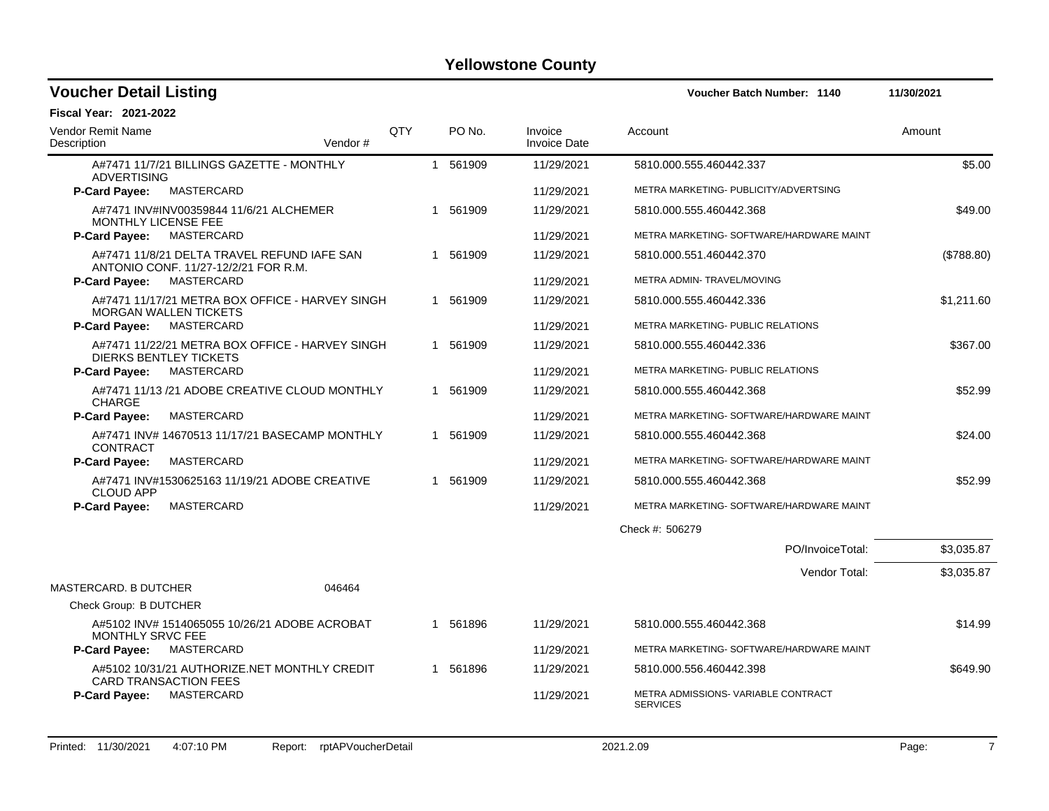# Yellowstone County

## Voucher Detail Listing

**Voucher Batch Number: 1140** — 11/30/2021

**Fiscal Year: 2021-2022**

| Vendor Remit Name / Description | Vendor # | QTY | PO No. | Invoice / Invoice Date | Account | Amount |
|---|---|---|---|---|---|---|
| A#7471 11/7/21 BILLINGS GAZETTE - MONTHLY ADVERTISING | | 1 | 561909 | 11/29/2021 | 5810.000.555.460442.337 | $5.00 |
| **P-Card Payee:** MASTERCARD | | | | 11/29/2021 | METRA MARKETING- PUBLICITY/ADVERTSING | |
| A#7471 INV#INV00359844 11/6/21 ALCHEMER MONTHLY LICENSE FEE | | 1 | 561909 | 11/29/2021 | 5810.000.555.460442.368 | $49.00 |
| **P-Card Payee:** MASTERCARD | | | | 11/29/2021 | METRA MARKETING- SOFTWARE/HARDWARE MAINT | |
| A#7471 11/8/21 DELTA TRAVEL REFUND IAFE SAN ANTONIO CONF. 11/27-12/2/21 FOR R.M. | | 1 | 561909 | 11/29/2021 | 5810.000.551.460442.370 | ($788.80) |
| **P-Card Payee:** MASTERCARD | | | | 11/29/2021 | METRA ADMIN- TRAVEL/MOVING | |
| A#7471 11/17/21 METRA BOX OFFICE - HARVEY SINGH MORGAN WALLEN TICKETS | | 1 | 561909 | 11/29/2021 | 5810.000.555.460442.336 | $1,211.60 |
| **P-Card Payee:** MASTERCARD | | | | 11/29/2021 | METRA MARKETING- PUBLIC RELATIONS | |
| A#7471 11/22/21 METRA BOX OFFICE - HARVEY SINGH DIERKS BENTLEY TICKETS | | 1 | 561909 | 11/29/2021 | 5810.000.555.460442.336 | $367.00 |
| **P-Card Payee:** MASTERCARD | | | | 11/29/2021 | METRA MARKETING- PUBLIC RELATIONS | |
| A#7471 11/13 /21 ADOBE CREATIVE CLOUD MONTHLY CHARGE | | 1 | 561909 | 11/29/2021 | 5810.000.555.460442.368 | $52.99 |
| **P-Card Payee:** MASTERCARD | | | | 11/29/2021 | METRA MARKETING- SOFTWARE/HARDWARE MAINT | |
| A#7471 INV# 14670513 11/17/21 BASECAMP MONTHLY CONTRACT | | 1 | 561909 | 11/29/2021 | 5810.000.555.460442.368 | $24.00 |
| **P-Card Payee:** MASTERCARD | | | | 11/29/2021 | METRA MARKETING- SOFTWARE/HARDWARE MAINT | |
| A#7471 INV#1530625163 11/19/21 ADOBE CREATIVE CLOUD APP | | 1 | 561909 | 11/29/2021 | 5810.000.555.460442.368 | $52.99 |
| **P-Card Payee:** MASTERCARD | | | | 11/29/2021 | METRA MARKETING- SOFTWARE/HARDWARE MAINT | |
| | | | | | Check #: 506279 | |
| | | | | | PO/InvoiceTotal: | $3,035.87 |
| | | | | | Vendor Total: | $3,035.87 |
| MASTERCARD. B DUTCHER | 046464 | | | | | |
| Check Group: B DUTCHER | | | | | | |
| A#5102 INV# 1514065055 10/26/21 ADOBE ACROBAT MONTHLY SRVC FEE | | 1 | 561896 | 11/29/2021 | 5810.000.555.460442.368 | $14.99 |
| **P-Card Payee:** MASTERCARD | | | | 11/29/2021 | METRA MARKETING- SOFTWARE/HARDWARE MAINT | |
| A#5102 10/31/21 AUTHORIZE.NET MONTHLY CREDIT CARD TRANSACTION FEES | | 1 | 561896 | 11/29/2021 | 5810.000.556.460442.398 | $649.90 |
| **P-Card Payee:** MASTERCARD | | | | 11/29/2021 | METRA ADMISSIONS- VARIABLE CONTRACT SERVICES | |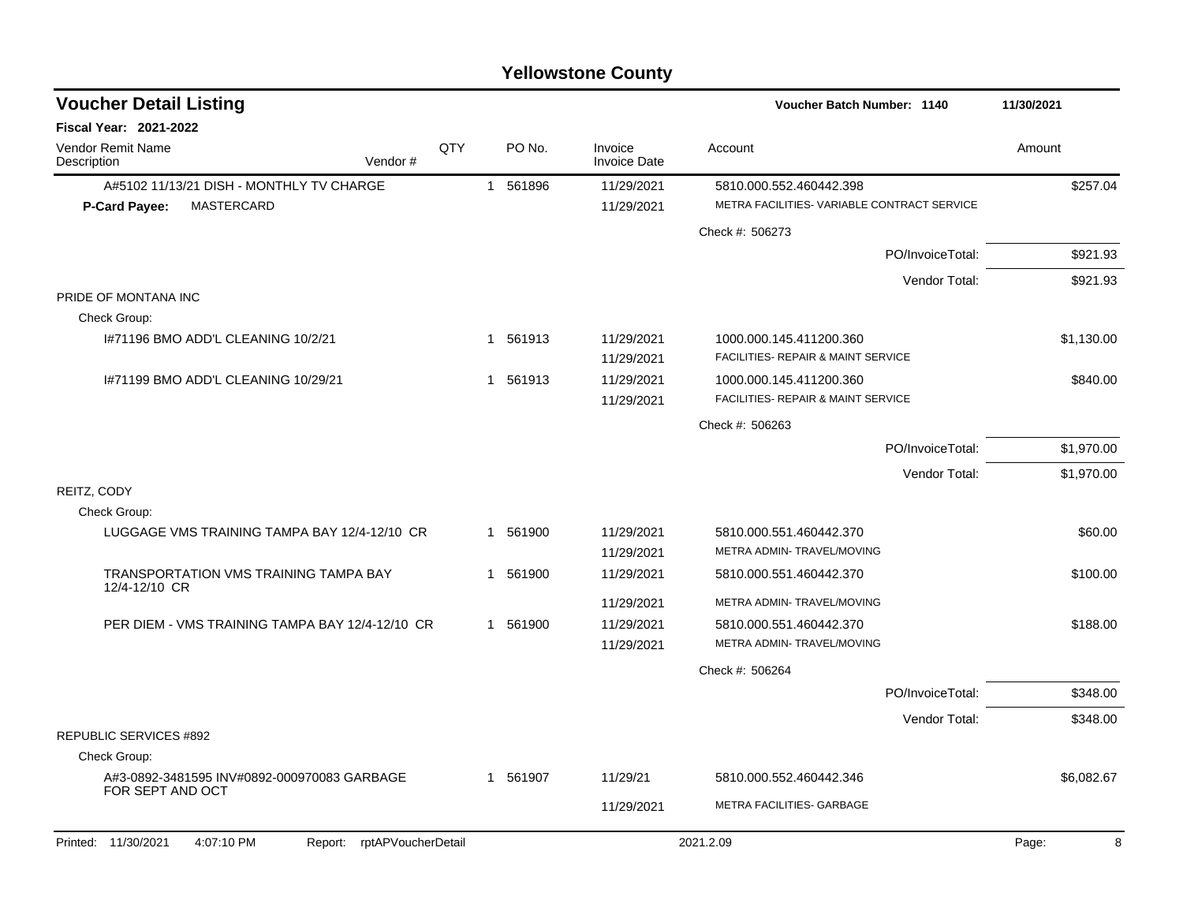# Yellowstone County

## Voucher Detail Listing

**Voucher Batch Number: 1140** — 11/30/2021

**Fiscal Year: 2021-2022**

| Vendor Remit Name / Description | Vendor # | QTY | PO No. | Invoice / Invoice Date | Account | Amount |
|---|---|---|---|---|---|---|
| A#5102 11/13/21 DISH - MONTHLY TV CHARGE | | 1 | 561896 | 11/29/2021 | 5810.000.552.460442.398 | $257.04 |
| **P-Card Payee:** MASTERCARD | | | | 11/29/2021 | METRA FACILITIES- VARIABLE CONTRACT SERVICE | |
| | | | | | Check #: 506273 | |
| | | | | | PO/InvoiceTotal: | $921.93 |
| | | | | | Vendor Total: | $921.93 |
| PRIDE OF MONTANA INC | | | | | | |
| Check Group: | | | | | | |
| I#71196 BMO ADD'L CLEANING 10/2/21 | | 1 | 561913 | 11/29/2021 | 1000.000.145.411200.360 | $1,130.00 |
| | | | | 11/29/2021 | FACILITIES- REPAIR & MAINT SERVICE | |
| I#71199 BMO ADD'L CLEANING 10/29/21 | | 1 | 561913 | 11/29/2021 | 1000.000.145.411200.360 | $840.00 |
| | | | | 11/29/2021 | FACILITIES- REPAIR & MAINT SERVICE | |
| | | | | | Check #: 506263 | |
| | | | | | PO/InvoiceTotal: | $1,970.00 |
| | | | | | Vendor Total: | $1,970.00 |
| REITZ, CODY | | | | | | |
| Check Group: | | | | | | |
| LUGGAGE VMS TRAINING TAMPA BAY 12/4-12/10 CR | | 1 | 561900 | 11/29/2021 | 5810.000.551.460442.370 | $60.00 |
| | | | | 11/29/2021 | METRA ADMIN- TRAVEL/MOVING | |
| TRANSPORTATION VMS TRAINING TAMPA BAY 12/4-12/10 CR | | 1 | 561900 | 11/29/2021 | 5810.000.551.460442.370 | $100.00 |
| | | | | 11/29/2021 | METRA ADMIN- TRAVEL/MOVING | |
| PER DIEM - VMS TRAINING TAMPA BAY 12/4-12/10 CR | | 1 | 561900 | 11/29/2021 | 5810.000.551.460442.370 | $188.00 |
| | | | | 11/29/2021 | METRA ADMIN- TRAVEL/MOVING | |
| | | | | | Check #: 506264 | |
| | | | | | PO/InvoiceTotal: | $348.00 |
| | | | | | Vendor Total: | $348.00 |
| REPUBLIC SERVICES #892 | | | | | | |
| Check Group: | | | | | | |
| A#3-0892-3481595 INV#0892-000970083 GARBAGE FOR SEPT AND OCT | | 1 | 561907 | 11/29/21 | 5810.000.552.460442.346 | $6,082.67 |
| | | | | 11/29/2021 | METRA FACILITIES- GARBAGE | |

Printed: 11/30/2021 4:07:10 PM Report: rptAPVoucherDetail 2021.2.09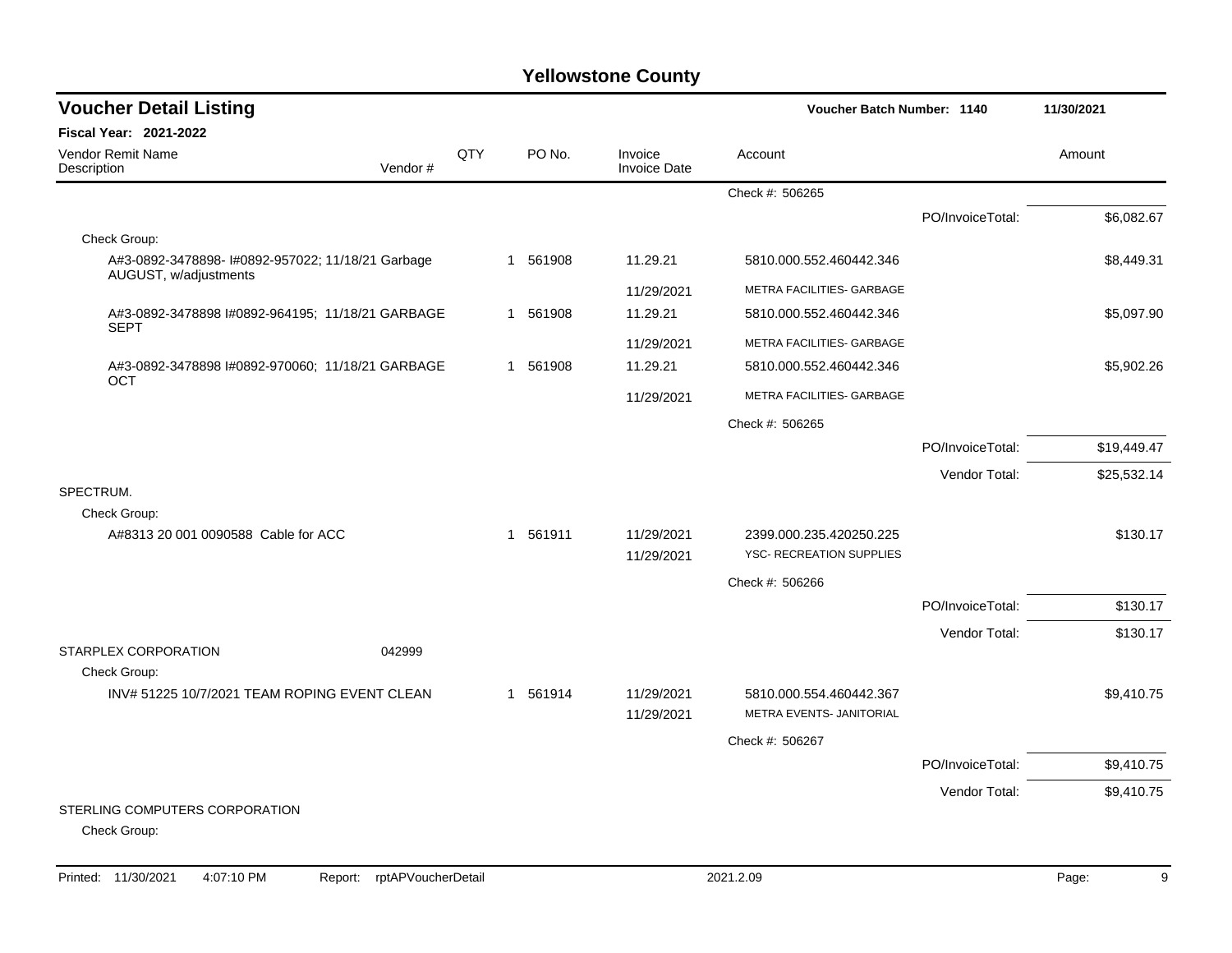# Yellowstone County

## Voucher Detail Listing

**Voucher Batch Number: 1140** | **11/30/2021**

**Fiscal Year: 2021-2022**

| Vendor Remit Name / Description | Vendor # | QTY | PO No. | Invoice / Invoice Date | Account | | Amount |
|---|---|---|---|---|---|---|---|
| | | | | | Check #: 506265 | | |
| | | | | | | PO/InvoiceTotal: | $6,082.67 |
| Check Group: | | | | | | | |
| A#3-0892-3478898- I#0892-957022; 11/18/21 Garbage AUGUST, w/adjustments | | 1 | 561908 | 11.29.21 | 5810.000.552.460442.346 | | $8,449.31 |
| | | | | 11/29/2021 | METRA FACILITIES- GARBAGE | | |
| A#3-0892-3478898 I#0892-964195; 11/18/21 GARBAGE SEPT | | 1 | 561908 | 11.29.21 | 5810.000.552.460442.346 | | $5,097.90 |
| | | | | 11/29/2021 | METRA FACILITIES- GARBAGE | | |
| A#3-0892-3478898 I#0892-970060; 11/18/21 GARBAGE OCT | | 1 | 561908 | 11.29.21 | 5810.000.552.460442.346 | | $5,902.26 |
| | | | | 11/29/2021 | METRA FACILITIES- GARBAGE | | |
| | | | | | Check #: 506265 | | |
| | | | | | | PO/InvoiceTotal: | $19,449.47 |
| | | | | | | Vendor Total: | $25,532.14 |
| SPECTRUM. | | | | | | | |
| Check Group: | | | | | | | |
| A#8313 20 001 0090588 Cable for ACC | | 1 | 561911 | 11/29/2021 | 2399.000.235.420250.225 | | $130.17 |
| | | | | 11/29/2021 | YSC- RECREATION SUPPLIES | | |
| | | | | | Check #: 506266 | | |
| | | | | | | PO/InvoiceTotal: | $130.17 |
| | | | | | | Vendor Total: | $130.17 |
| STARPLEX CORPORATION | 042999 | | | | | | |
| Check Group: | | | | | | | |
| INV# 51225 10/7/2021 TEAM ROPING EVENT CLEAN | | 1 | 561914 | 11/29/2021 | 5810.000.554.460442.367 | | $9,410.75 |
| | | | | 11/29/2021 | METRA EVENTS- JANITORIAL | | |
| | | | | | Check #: 506267 | | |
| | | | | | | PO/InvoiceTotal: | $9,410.75 |
| | | | | | | Vendor Total: | $9,410.75 |
| STERLING COMPUTERS CORPORATION | | | | | | | |
| Check Group: | | | | | | | |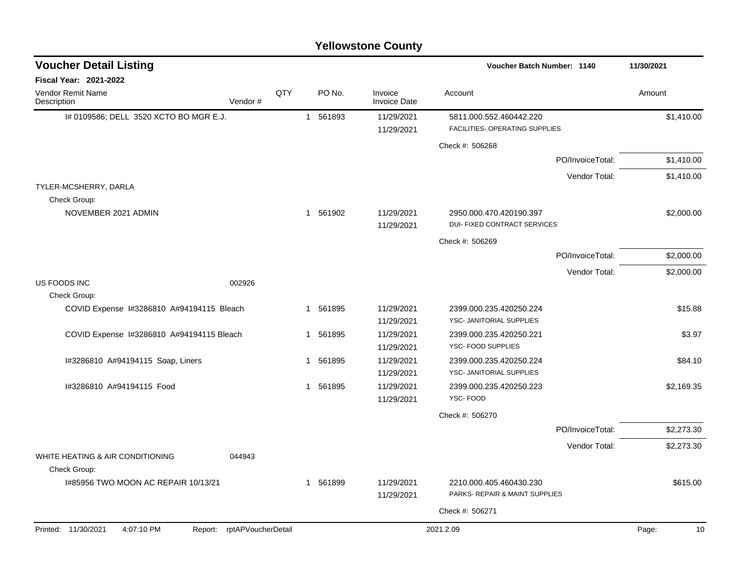# Yellowstone County

## Voucher Detail Listing

**Voucher Batch Number: 1140** — 11/30/2021

**Fiscal Year: 2021-2022**

| Vendor Remit Name / Description | Vendor # | QTY | PO No. | Invoice / Invoice Date | Account | Amount |
|---|---|---|---|---|---|---|
| I# 0109586; DELL 3520 XCTO BO MGR E.J. | | 1 | 561893 | 11/29/2021<br>11/29/2021 | 5811.000.552.460442.220<br>FACILITIES- OPERATING SUPPLIES | $1,410.00 |
| | | | | | Check #: 506268 | |
| | | | | | PO/InvoiceTotal: | $1,410.00 |
| | | | | | Vendor Total: | $1,410.00 |
| TYLER-MCSHERRY, DARLA | | | | | | |
| Check Group: | | | | | | |
| NOVEMBER 2021 ADMIN | | 1 | 561902 | 11/29/2021<br>11/29/2021 | 2950.000.470.420190.397<br>DUI- FIXED CONTRACT SERVICES | $2,000.00 |
| | | | | | Check #: 506269 | |
| | | | | | PO/InvoiceTotal: | $2,000.00 |
| | | | | | Vendor Total: | $2,000.00 |
| US FOODS INC | 002926 | | | | | |
| Check Group: | | | | | | |
| COVID Expense I#3286810 A#94194115 Bleach | | 1 | 561895 | 11/29/2021<br>11/29/2021 | 2399.000.235.420250.224<br>YSC- JANITORIAL SUPPLIES | $15.88 |
| COVID Expense I#3286810 A#94194115 Bleach | | 1 | 561895 | 11/29/2021<br>11/29/2021 | 2399.000.235.420250.221<br>YSC- FOOD SUPPLIES | $3.97 |
| I#3286810 A#94194115 Soap, Liners | | 1 | 561895 | 11/29/2021<br>11/29/2021 | 2399.000.235.420250.224<br>YSC- JANITORIAL SUPPLIES | $84.10 |
| I#3286810 A#94194115 Food | | 1 | 561895 | 11/29/2021<br>11/29/2021 | 2399.000.235.420250.223<br>YSC- FOOD | $2,169.35 |
| | | | | | Check #: 506270 | |
| | | | | | PO/InvoiceTotal: | $2,273.30 |
| | | | | | Vendor Total: | $2,273.30 |
| WHITE HEATING & AIR CONDITIONING | 044943 | | | | | |
| Check Group: | | | | | | |
| I#85956 TWO MOON AC REPAIR 10/13/21 | | 1 | 561899 | 11/29/2021<br>11/29/2021 | 2210.000.405.460430.230<br>PARKS- REPAIR & MAINT SUPPLIES | $615.00 |
| | | | | | Check #: 506271 | |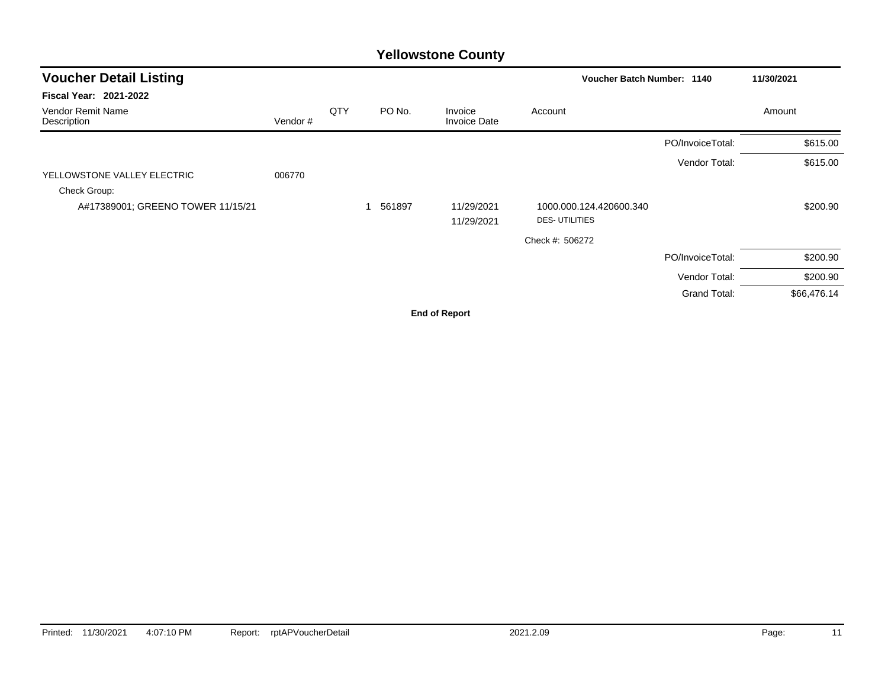# Yellowstone County

## Voucher Detail Listing

**Fiscal Year: 2021-2022**

**Voucher Batch Number: 1140** | **11/30/2021**

| Vendor Remit Name / Description | Vendor # | QTY | PO No. | Invoice / Invoice Date | Account | | Amount |
|---|---|---|---|---|---|---|---|
| | | | | | | PO/InvoiceTotal: | $615.00 |
| | | | | | | Vendor Total: | $615.00 |
| YELLOWSTONE VALLEY ELECTRIC | 006770 | | | | | | |
| Check Group: | | | | | | | |
| A#17389001; GREENO TOWER 11/15/21 | | 1 | 561897 | 11/29/2021<br>11/29/2021 | 1000.000.124.420600.340<br>DES- UTILITIES | | $200.90 |
| | | | | | Check #: 506272 | | |
| | | | | | | PO/InvoiceTotal: | $200.90 |
| | | | | | | Vendor Total: | $200.90 |
| | | | | | | Grand Total: | $66,476.14 |

**End of Report**